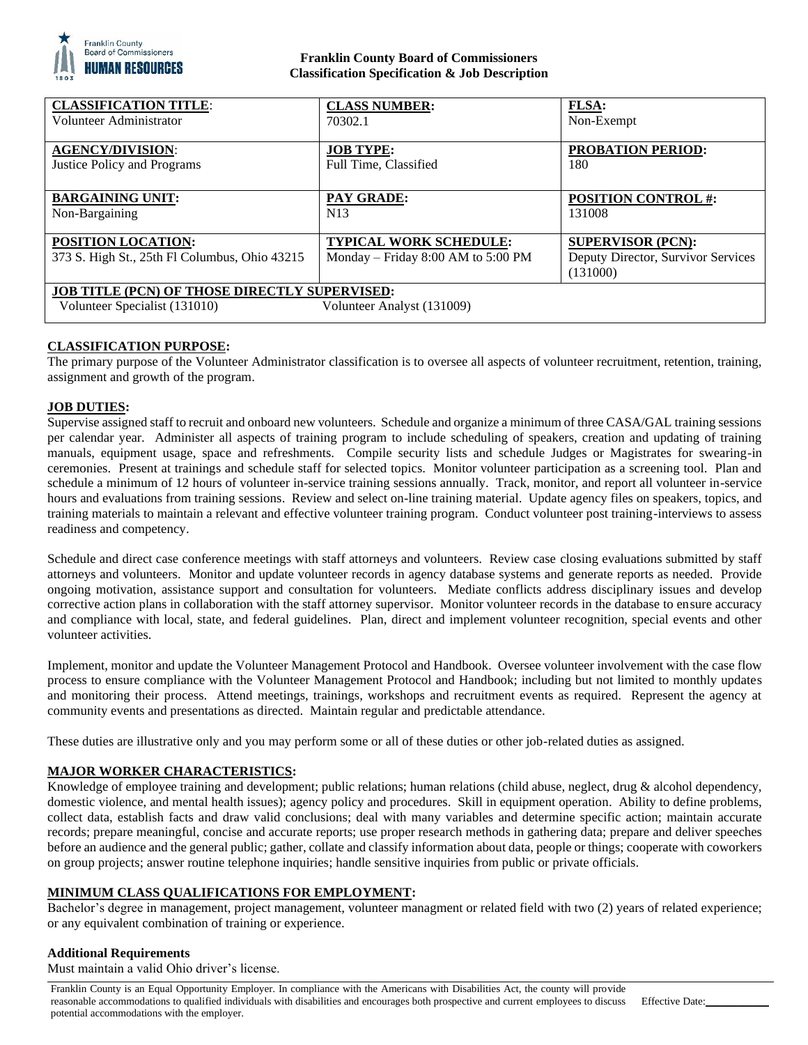**Franklin County Board of Commissioners**
**Classification Specification & Job Description**

| **CLASSIFICATION TITLE**: Volunteer Administrator | **CLASS NUMBER:** 70302.1 | **FLSA:** Non-Exempt |
|---|---|---|
| **AGENCY/DIVISION**: Justice Policy and Programs | **JOB TYPE:** Full Time, Classified | **PROBATION PERIOD:** 180 |
| **BARGAINING UNIT:** Non-Bargaining | **PAY GRADE:** N13 | **POSITION CONTROL #:** 131008 |
| **POSITION LOCATION:** 373 S. High St., 25th Fl Columbus, Ohio 43215 | **TYPICAL WORK SCHEDULE:** Monday – Friday 8:00 AM to 5:00 PM | **SUPERVISOR (PCN):** Deputy Director, Survivor Services (131000) |
| **JOB TITLE (PCN) OF THOSE DIRECTLY SUPERVISED:** Volunteer Specialist (131010) | Volunteer Analyst (131009) | |

## CLASSIFICATION PURPOSE:

The primary purpose of the Volunteer Administrator classification is to oversee all aspects of volunteer recruitment, retention, training, assignment and growth of the program.

## JOB DUTIES:

Supervise assigned staff to recruit and onboard new volunteers. Schedule and organize a minimum of three CASA/GAL training sessions per calendar year. Administer all aspects of training program to include scheduling of speakers, creation and updating of training manuals, equipment usage, space and refreshments. Compile security lists and schedule Judges or Magistrates for swearing-in ceremonies. Present at trainings and schedule staff for selected topics. Monitor volunteer participation as a screening tool. Plan and schedule a minimum of 12 hours of volunteer in-service training sessions annually. Track, monitor, and report all volunteer in-service hours and evaluations from training sessions. Review and select on-line training material. Update agency files on speakers, topics, and training materials to maintain a relevant and effective volunteer training program. Conduct volunteer post training-interviews to assess readiness and competency.

Schedule and direct case conference meetings with staff attorneys and volunteers. Review case closing evaluations submitted by staff attorneys and volunteers. Monitor and update volunteer records in agency database systems and generate reports as needed. Provide ongoing motivation, assistance support and consultation for volunteers. Mediate conflicts address disciplinary issues and develop corrective action plans in collaboration with the staff attorney supervisor. Monitor volunteer records in the database to ensure accuracy and compliance with local, state, and federal guidelines. Plan, direct and implement volunteer recognition, special events and other volunteer activities.

Implement, monitor and update the Volunteer Management Protocol and Handbook. Oversee volunteer involvement with the case flow process to ensure compliance with the Volunteer Management Protocol and Handbook; including but not limited to monthly updates and monitoring their process. Attend meetings, trainings, workshops and recruitment events as required. Represent the agency at community events and presentations as directed. Maintain regular and predictable attendance.

These duties are illustrative only and you may perform some or all of these duties or other job-related duties as assigned.

## MAJOR WORKER CHARACTERISTICS:

Knowledge of employee training and development; public relations; human relations (child abuse, neglect, drug & alcohol dependency, domestic violence, and mental health issues); agency policy and procedures. Skill in equipment operation. Ability to define problems, collect data, establish facts and draw valid conclusions; deal with many variables and determine specific action; maintain accurate records; prepare meaningful, concise and accurate reports; use proper research methods in gathering data; prepare and deliver speeches before an audience and the general public; gather, collate and classify information about data, people or things; cooperate with coworkers on group projects; answer routine telephone inquiries; handle sensitive inquiries from public or private officials.

## MINIMUM CLASS QUALIFICATIONS FOR EMPLOYMENT:

Bachelor's degree in management, project management, volunteer managment or related field with two (2) years of related experience; or any equivalent combination of training or experience.

### Additional Requirements

Must maintain a valid Ohio driver's license.

Franklin County is an Equal Opportunity Employer. In compliance with the Americans with Disabilities Act, the county will provide reasonable accommodations to qualified individuals with disabilities and encourages both prospective and current employees to discuss potential accommodations with the employer.

Effective Date:___________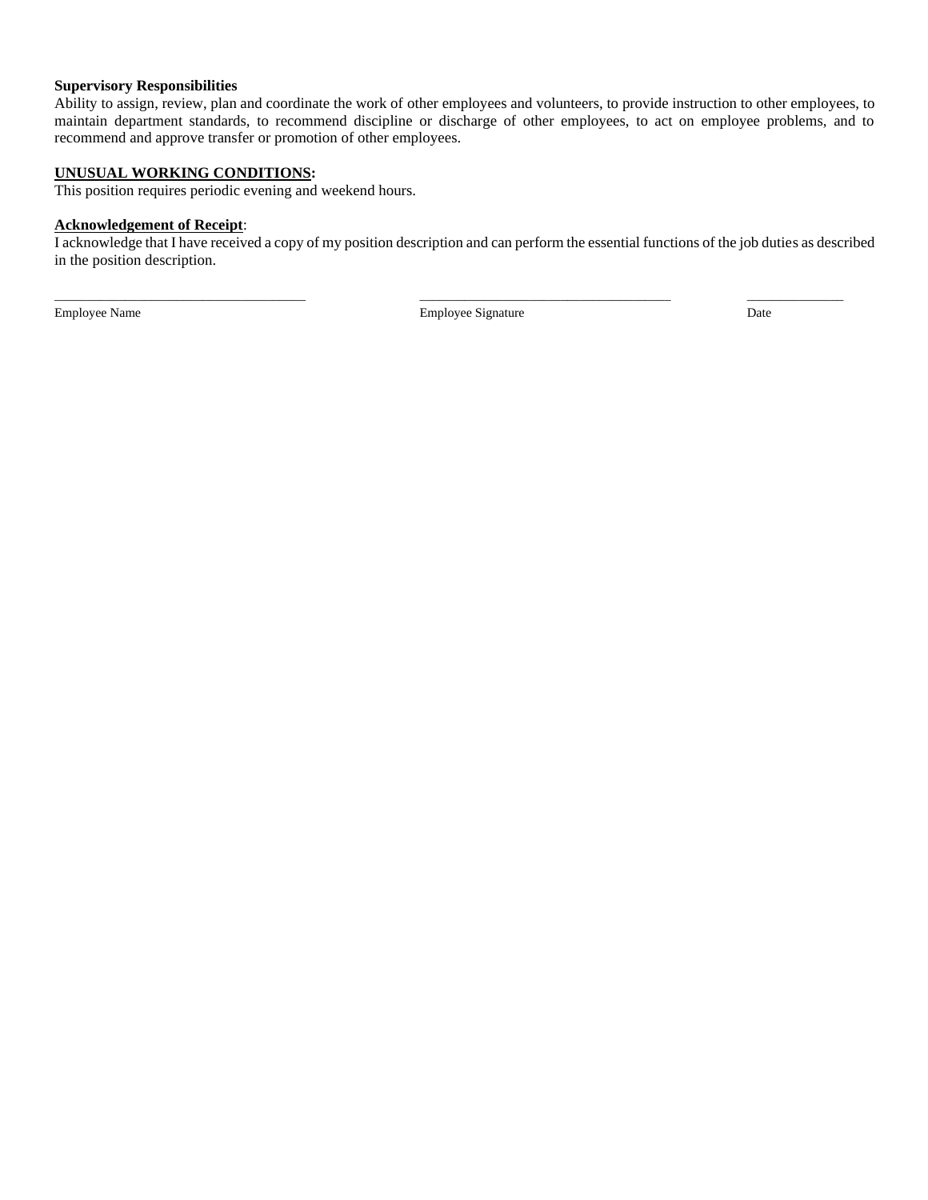**Supervisory Responsibilities**

Ability to assign, review, plan and coordinate the work of other employees and volunteers, to provide instruction to other employees, to maintain department standards, to recommend discipline or discharge of other employees, to act on employee problems, and to recommend and approve transfer or promotion of other employees.

**UNUSUAL WORKING CONDITIONS:**

This position requires periodic evening and weekend hours.

**Acknowledgement of Receipt**:

I acknowledge that I have received a copy of my position description and can perform the essential functions of the job duties as described in the position description.

| | | |
|---|---|---|
| ____________________________________ | ____________________________________ | ______________ |
| Employee Name | Employee Signature | Date |